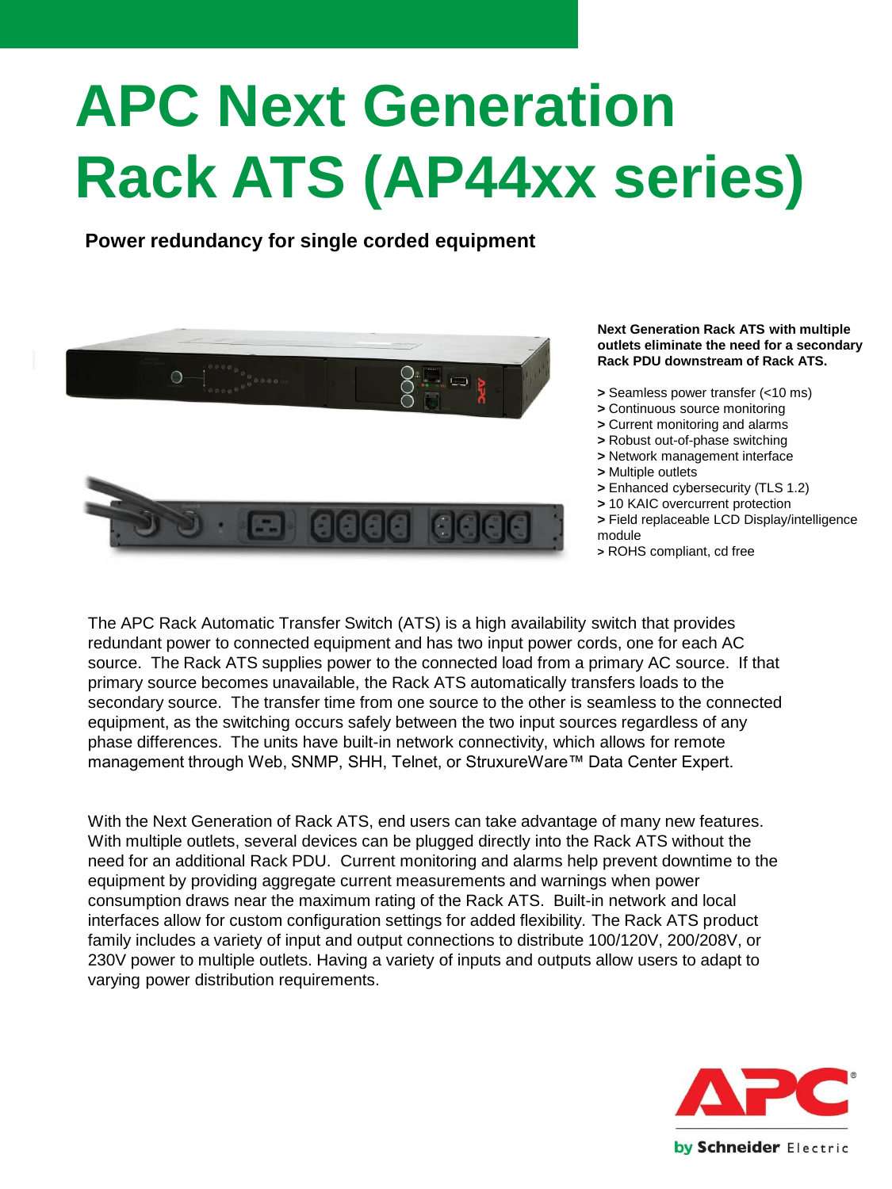# APC Next Generation Rack ATS (AP44xx series)

**Power redundancy for single corded equipment**

**Next Generation Rack ATS with multiple outlets eliminate the need for a secondary Rack PDU downstream of Rack ATS.**

- Seamless power transfer (<10 ms)
- Continuous source monitoring
- Current monitoring and alarms
- Robust out-of-phase switching
- Network management interface
- Multiple outlets
- Enhanced cybersecurity (TLS 1.2)
- 10 KAIC overcurrent protection
- Field replaceable LCD Display/intelligence module
- ROHS compliant, cd free

The APC Rack Automatic Transfer Switch (ATS) is a high availability switch that provides redundant power to connected equipment and has two input power cords, one for each AC source. The Rack ATS supplies power to the connected load from a primary AC source. If that primary source becomes unavailable, the Rack ATS automatically transfers loads to the secondary source. The transfer time from one source to the other is seamless to the connected equipment, as the switching occurs safely between the two input sources regardless of any phase differences. The units have built-in network connectivity, which allows for remote management through Web, SNMP, SHH, Telnet, or StruxureWare™ Data Center Expert.

With the Next Generation of Rack ATS, end users can take advantage of many new features. With multiple outlets, several devices can be plugged directly into the Rack ATS without the need for an additional Rack PDU. Current monitoring and alarms help prevent downtime to the equipment by providing aggregate current measurements and warnings when power consumption draws near the maximum rating of the Rack ATS. Built-in network and local interfaces allow for custom configuration settings for added flexibility. The Rack ATS product family includes a variety of input and output connections to distribute 100/120V, 200/208V, or 230V power to multiple outlets. Having a variety of inputs and outputs allow users to adapt to varying power distribution requirements.

APC by Schneider Electric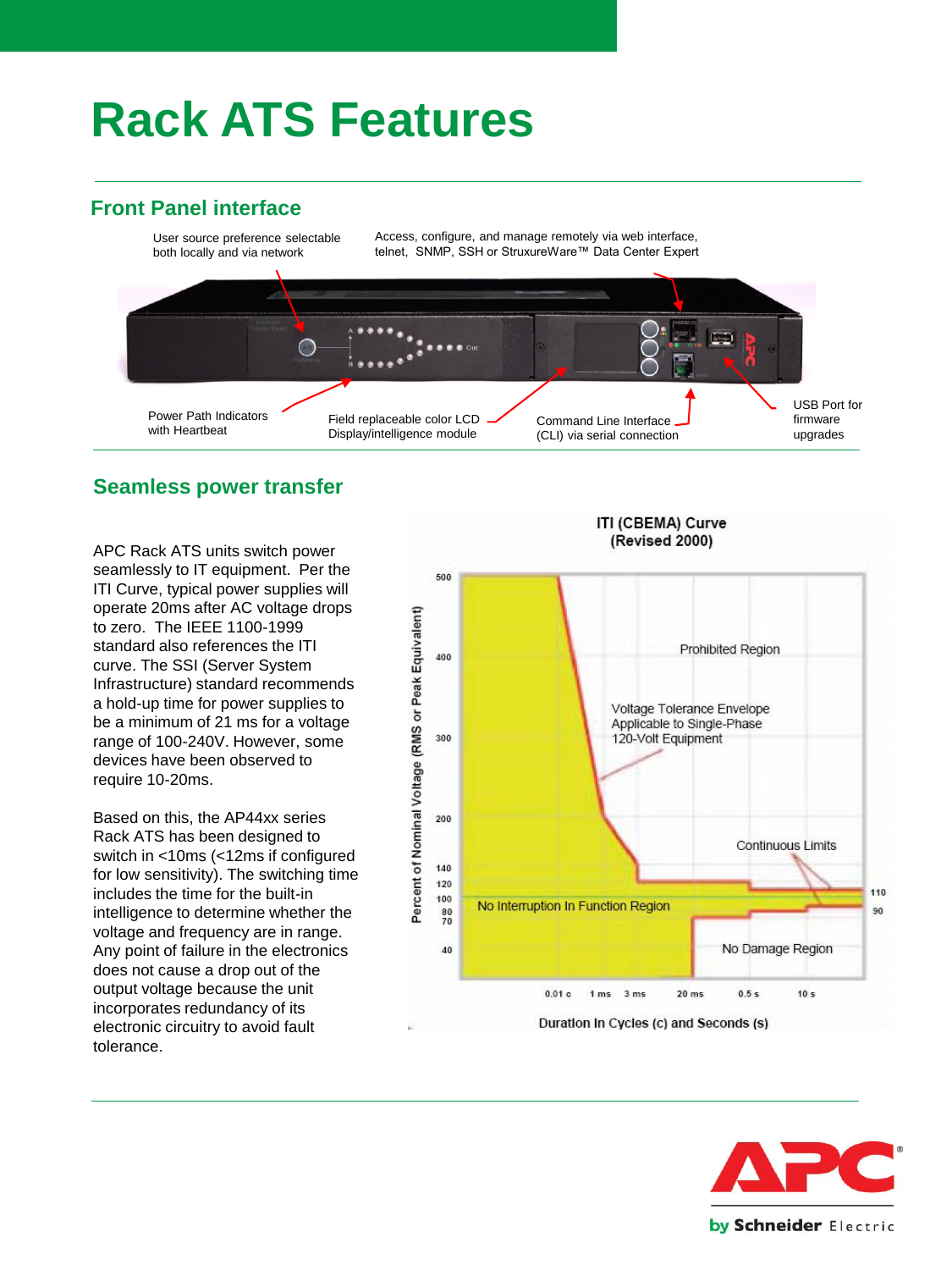# Rack ATS Features

## Front Panel interface

User source preference selectable both locally and via network

Access, configure, and manage remotely via web interface, telnet, SNMP, SSH or StruxureWare™ Data Center Expert

Power Path Indicators with Heartbeat

Field replaceable color LCD Display/intelligence module

Command Line Interface (CLI) via serial connection

USB Port for firmware upgrades

## Seamless power transfer

APC Rack ATS units switch power seamlessly to IT equipment. Per the ITI Curve, typical power supplies will operate 20ms after AC voltage drops to zero. The IEEE 1100-1999 standard also references the ITI curve. The SSI (Server System Infrastructure) standard recommends a hold-up time for power supplies to be a minimum of 21 ms for a voltage range of 100-240V. However, some devices have been observed to require 10-20ms.

Based on this, the AP44xx series Rack ATS has been designed to switch in <10ms (<12ms if configured for low sensitivity). The switching time includes the time for the built-in intelligence to determine whether the voltage and frequency are in range. Any point of failure in the electronics does not cause a drop out of the output voltage because the unit incorporates redundancy of its electronic circuitry to avoid fault tolerance.

ITI (CBEMA) Curve (Revised 2000)

Prohibited Region

Voltage Tolerance Envelope Applicable to Single-Phase 120-Volt Equipment

Continuous Limits

No Interruption In Function Region

No Damage Region

Percent of Nominal Voltage (RMS or Peak Equivalent): 500, 400, 300, 200, 140, 120, 100, 80, 70, 40; 110, 90

Duration In Cycles (c) and Seconds (s): 0.01 c, 1 ms, 3 ms, 20 ms, 0.5 s, 10 s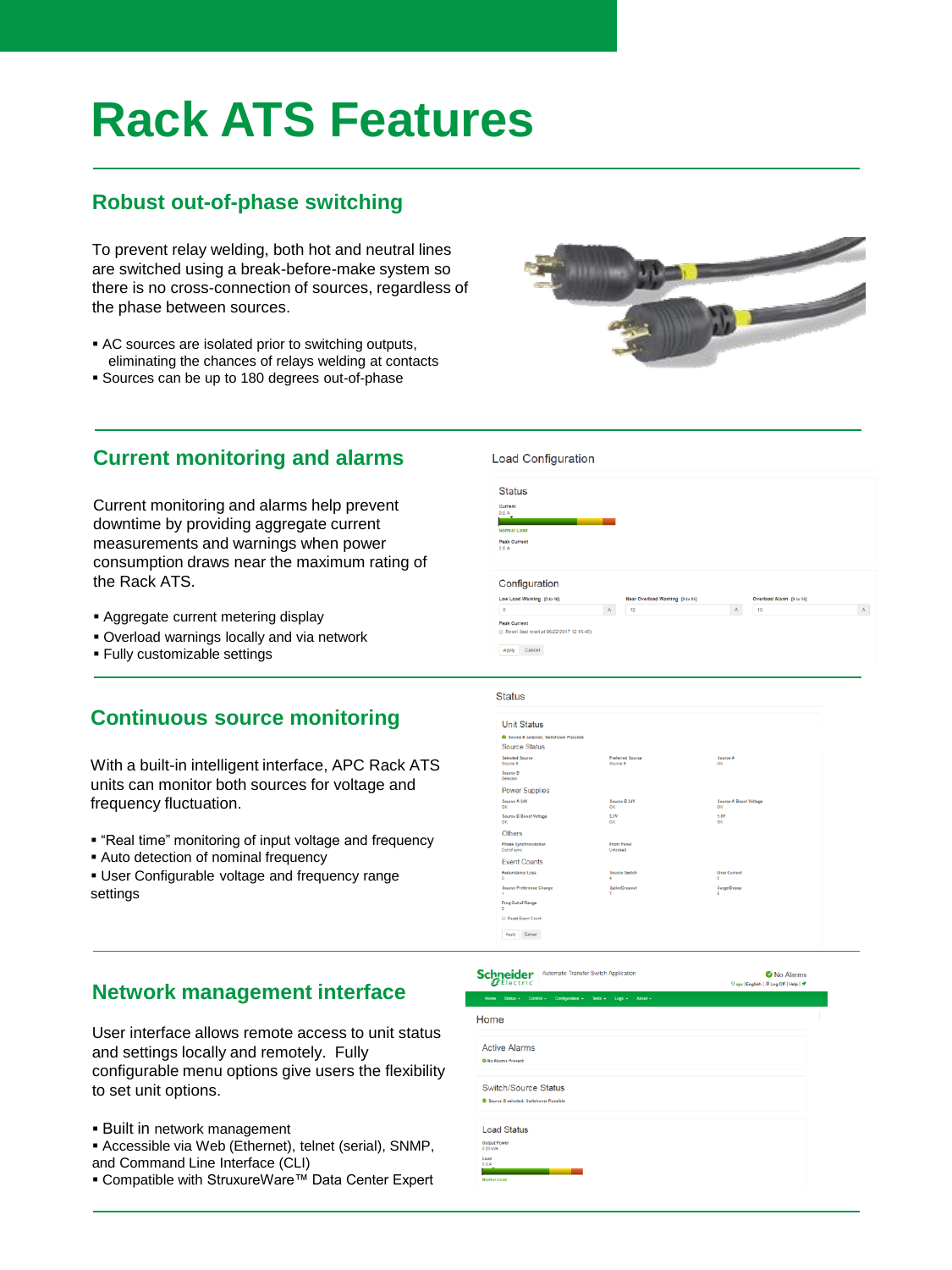# Rack ATS Features

## Robust out-of-phase switching

To prevent relay welding, both hot and neutral lines are switched using a break-before-make system so there is no cross-connection of sources, regardless of the phase between sources.

- AC sources are isolated prior to switching outputs, eliminating the chances of relays welding at contacts
- Sources can be up to 180 degrees out-of-phase

## Current monitoring and alarms

Current monitoring and alarms help prevent downtime by providing aggregate current measurements and warnings when power consumption draws near the maximum rating of the Rack ATS.

- Aggregate current metering display
- Overload warnings locally and via network
- Fully customizable settings

## Continuous source monitoring

With a built-in intelligent interface, APC Rack ATS units can monitor both sources for voltage and frequency fluctuation.

- “Real time” monitoring of input voltage and frequency
- Auto detection of nominal frequency
- User Configurable voltage and frequency range settings

## Network management interface

User interface allows remote access to unit status and settings locally and remotely. Fully configurable menu options give users the flexibility to set unit options.

- Built in network management
- Accessible via Web (Ethernet), telnet (serial), SNMP, and Command Line Interface (CLI)
- Compatible with StruxureWare™ Data Center Expert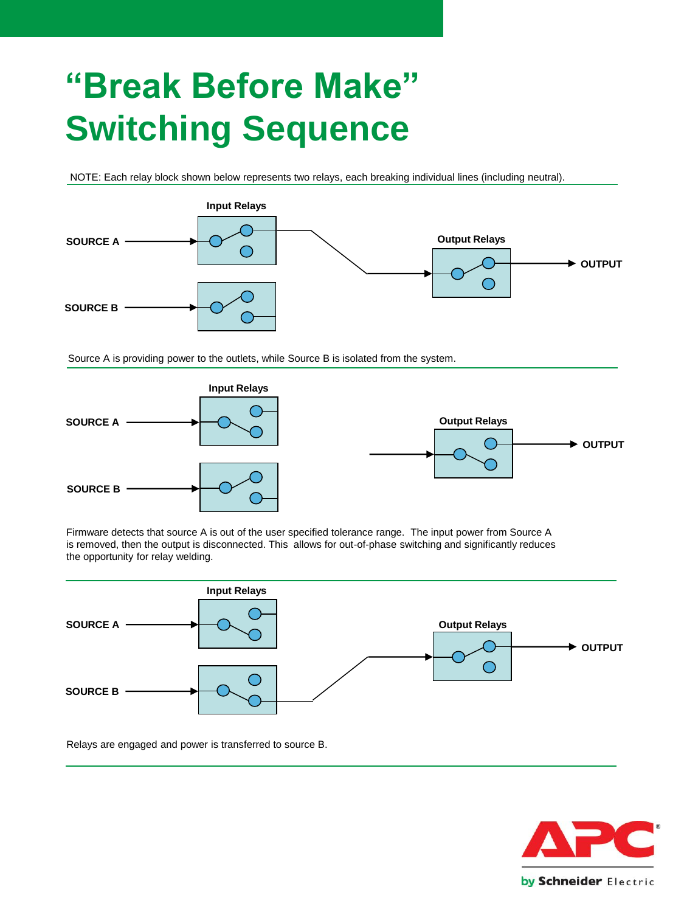# "Break Before Make" Switching Sequence

NOTE: Each relay block shown below represents two relays, each breaking individual lines (including neutral).

Input Relays

SOURCE A

SOURCE B

Output Relays

OUTPUT

Source A is providing power to the outlets, while Source B is isolated from the system.

Input Relays

SOURCE A

SOURCE B

Output Relays

OUTPUT

Firmware detects that source A is out of the user specified tolerance range. The input power from Source A is removed, then the output is disconnected. This allows for out-of-phase switching and significantly reduces the opportunity for relay welding.

Input Relays

SOURCE A

SOURCE B

Output Relays

OUTPUT

Relays are engaged and power is transferred to source B.

APC by Schneider Electric